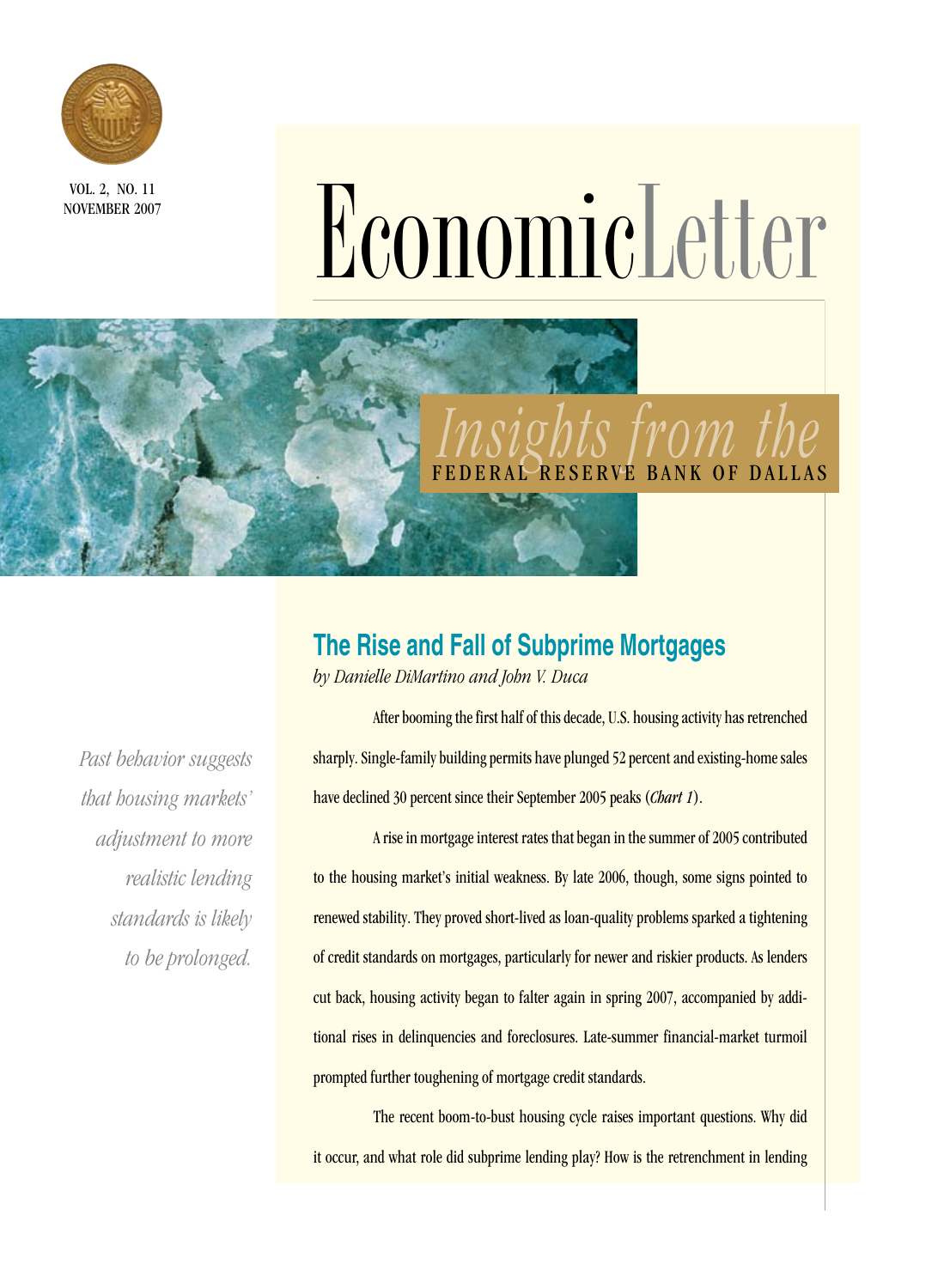VOL. 2, NO. 11
NOVEMBER 2007

# EconomicLetter

*Insights from the*
FEDERAL RESERVE BANK OF DALLAS

## The Rise and Fall of Subprime Mortgages

*by Danielle DiMartino and John V. Duca*

*Past behavior suggests that housing markets' adjustment to more realistic lending standards is likely to be prolonged.*

After booming the first half of this decade, U.S. housing activity has retrenched sharply. Single-family building permits have plunged 52 percent and existing-home sales have declined 30 percent since their September 2005 peaks (*Chart 1*).

A rise in mortgage interest rates that began in the summer of 2005 contributed to the housing market's initial weakness. By late 2006, though, some signs pointed to renewed stability. They proved short-lived as loan-quality problems sparked a tightening of credit standards on mortgages, particularly for newer and riskier products. As lenders cut back, housing activity began to falter again in spring 2007, accompanied by additional rises in delinquencies and foreclosures. Late-summer financial-market turmoil prompted further toughening of mortgage credit standards.

The recent boom-to-bust housing cycle raises important questions. Why did it occur, and what role did subprime lending play? How is the retrenchment in lending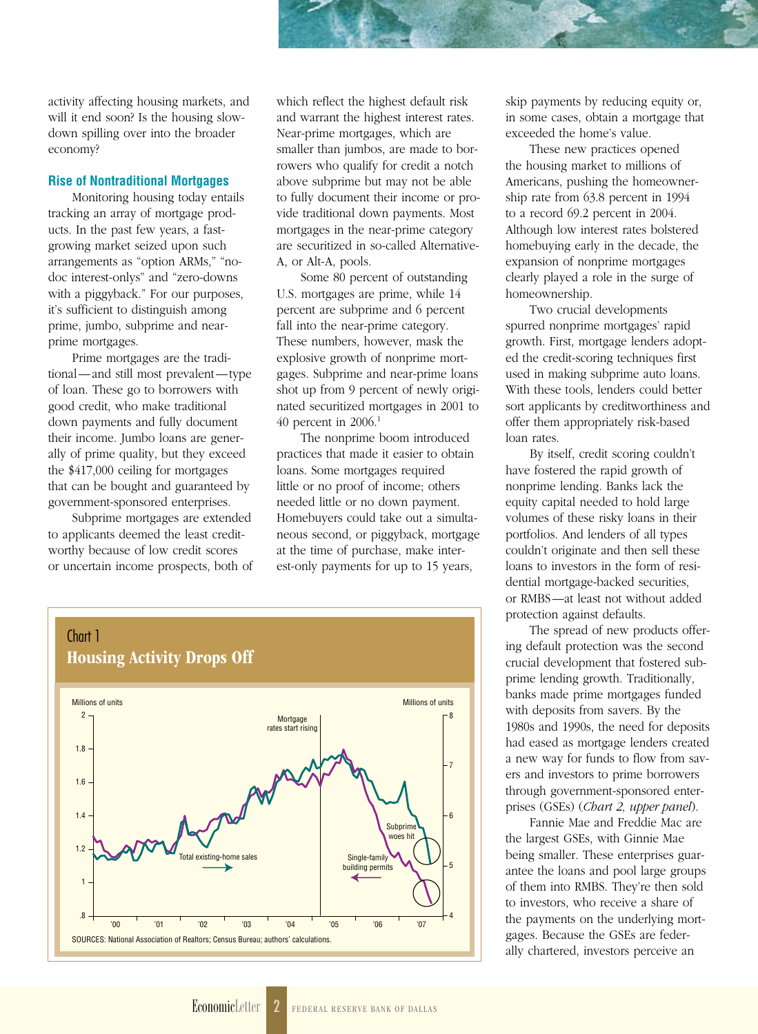activity affecting housing markets, and will it end soon? Is the housing slowdown spilling over into the broader economy?

### Rise of Nontraditional Mortgages

Monitoring housing today entails tracking an array of mortgage products. In the past few years, a fast-growing market seized upon such arrangements as "option ARMs," "no-doc interest-onlys" and "zero-downs with a piggyback." For our purposes, it's sufficient to distinguish among prime, jumbo, subprime and near-prime mortgages.

Prime mortgages are the traditional—and still most prevalent—type of loan. These go to borrowers with good credit, who make traditional down payments and fully document their income. Jumbo loans are generally of prime quality, but they exceed the $417,000 ceiling for mortgages that can be bought and guaranteed by government-sponsored enterprises.

Subprime mortgages are extended to applicants deemed the least creditworthy because of low credit scores or uncertain income prospects, both of which reflect the highest default risk and warrant the highest interest rates. Near-prime mortgages, which are smaller than jumbos, are made to borrowers who qualify for credit a notch above subprime but may not be able to fully document their income or provide traditional down payments. Most mortgages in the near-prime category are securitized in so-called Alternative-A, or Alt-A, pools.

Some 80 percent of outstanding U.S. mortgages are prime, while 14 percent are subprime and 6 percent fall into the near-prime category. These numbers, however, mask the explosive growth of nonprime mortgages. Subprime and near-prime loans shot up from 9 percent of newly originated securitized mortgages in 2001 to 40 percent in 2006.[1]

The nonprime boom introduced practices that made it easier to obtain loans. Some mortgages required little or no proof of income; others needed little or no down payment. Homebuyers could take out a simultaneous second, or piggyback, mortgage at the time of purchase, make interest-only payments for up to 15 years, skip payments by reducing equity or, in some cases, obtain a mortgage that exceeded the home's value.

These new practices opened the housing market to millions of Americans, pushing the homeownership rate from 63.8 percent in 1994 to a record 69.2 percent in 2004. Although low interest rates bolstered homebuying early in the decade, the expansion of nonprime mortgages clearly played a role in the surge of homeownership.

Two crucial developments spurred nonprime mortgages' rapid growth. First, mortgage lenders adopted the credit-scoring techniques first used in making subprime auto loans. With these tools, lenders could better sort applicants by creditworthiness and offer them appropriately risk-based loan rates.

By itself, credit scoring couldn't have fostered the rapid growth of nonprime lending. Banks lack the equity capital needed to hold large volumes of these risky loans in their portfolios. And lenders of all types couldn't originate and then sell these loans to investors in the form of residential mortgage-backed securities, or RMBS—at least not without added protection against defaults.

The spread of new products offering default protection was the second crucial development that fostered subprime lending growth. Traditionally, banks made prime mortgages funded with deposits from savers. By the 1980s and 1990s, the need for deposits had eased as mortgage lenders created a new way for funds to flow from savers and investors to prime borrowers through government-sponsored enterprises (GSEs) (*Chart 2, upper panel*).

Fannie Mae and Freddie Mac are the largest GSEs, with Ginnie Mae being smaller. These enterprises guarantee the loans and pool large groups of them into RMBS. They're then sold to investors, who receive a share of the payments on the underlying mortgages. Because the GSEs are federally chartered, investors perceive an

**Chart 1**
**Housing Activity Drops Off**

SOURCES: National Association of Realtors; Census Bureau; authors' calculations.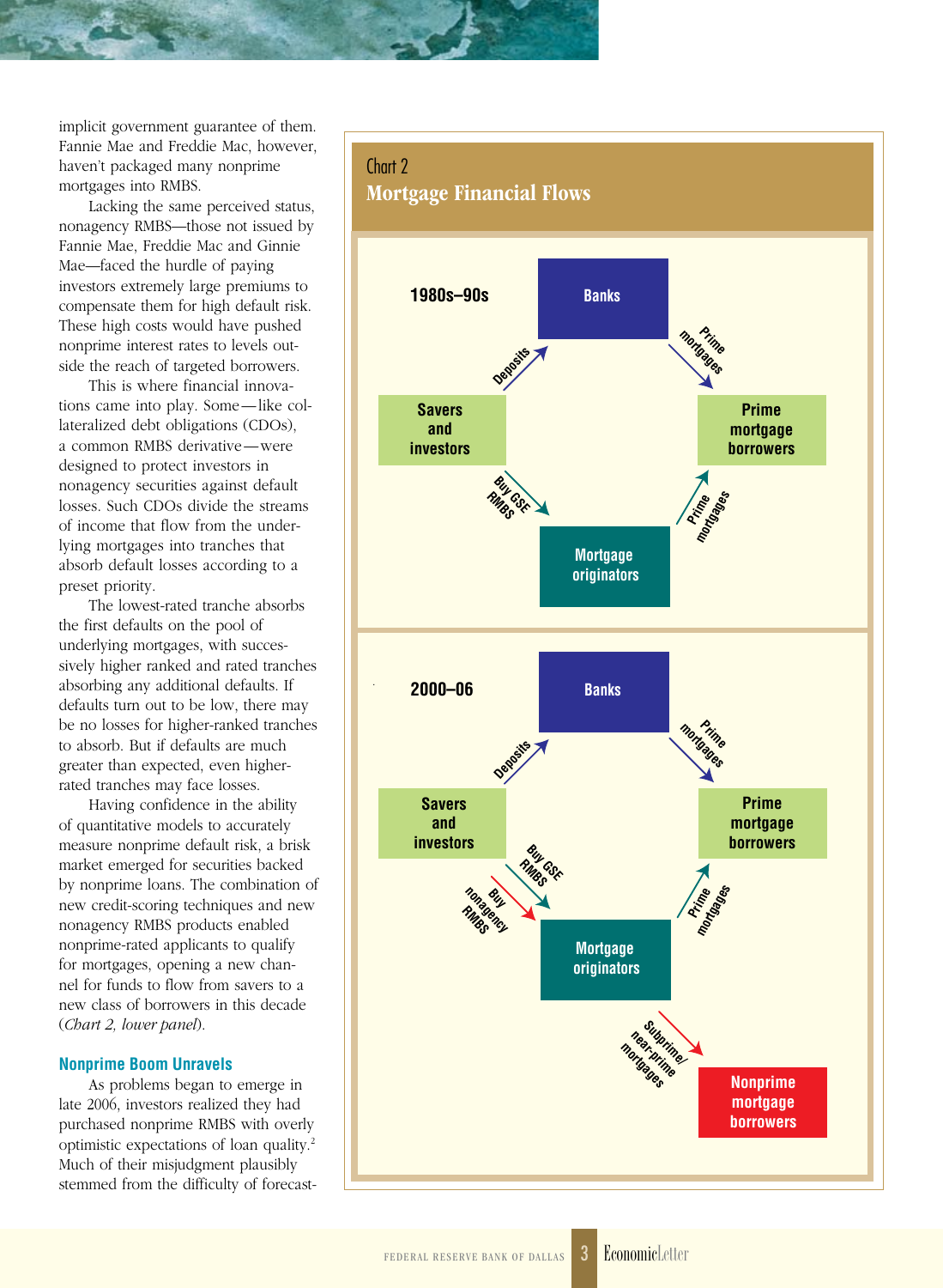implicit government guarantee of them. Fannie Mae and Freddie Mac, however, haven't packaged many nonprime mortgages into RMBS.

Lacking the same perceived status, nonagency RMBS—those not issued by Fannie Mae, Freddie Mac and Ginnie Mae—faced the hurdle of paying investors extremely large premiums to compensate them for high default risk. These high costs would have pushed nonprime interest rates to levels outside the reach of targeted borrowers.

This is where financial innovations came into play. Some—like collateralized debt obligations (CDOs), a common RMBS derivative—were designed to protect investors in nonagency securities against default losses. Such CDOs divide the streams of income that flow from the underlying mortgages into tranches that absorb default losses according to a preset priority.

The lowest-rated tranche absorbs the first defaults on the pool of underlying mortgages, with successively higher ranked and rated tranches absorbing any additional defaults. If defaults turn out to be low, there may be no losses for higher-ranked tranches to absorb. But if defaults are much greater than expected, even higher-rated tranches may face losses.

Having confidence in the ability of quantitative models to accurately measure nonprime default risk, a brisk market emerged for securities backed by nonprime loans. The combination of new credit-scoring techniques and new nonagency RMBS products enabled nonprime-rated applicants to qualify for mortgages, opening a new channel for funds to flow from savers to a new class of borrowers in this decade (*Chart 2, lower panel*).

### Nonprime Boom Unravels

As problems began to emerge in late 2006, investors realized they had purchased nonprime RMBS with overly optimistic expectations of loan quality.[2] Much of their misjudgment plausibly stemmed from the difficulty of forecast-

Chart 2
**Mortgage Financial Flows**

**1980s–90s**

- Savers and investors → (Deposits) → Banks
- Banks → (Prime mortgages) → Prime mortgage borrowers
- Savers and investors → (Buy GSE RMBS) → Mortgage originators
- Mortgage originators → (Prime mortgages) → Prime mortgage borrowers

**2000–06**

- Savers and investors → (Deposits) → Banks
- Banks → (Prime mortgages) → Prime mortgage borrowers
- Savers and investors → (Buy GSE RMBS) → Mortgage originators
- Savers and investors → (Buy nonagency RMBS) → Mortgage originators
- Mortgage originators → (Prime mortgages) → Prime mortgage borrowers
- Mortgage originators → (Subprime/near-prime mortgages) → Nonprime mortgage borrowers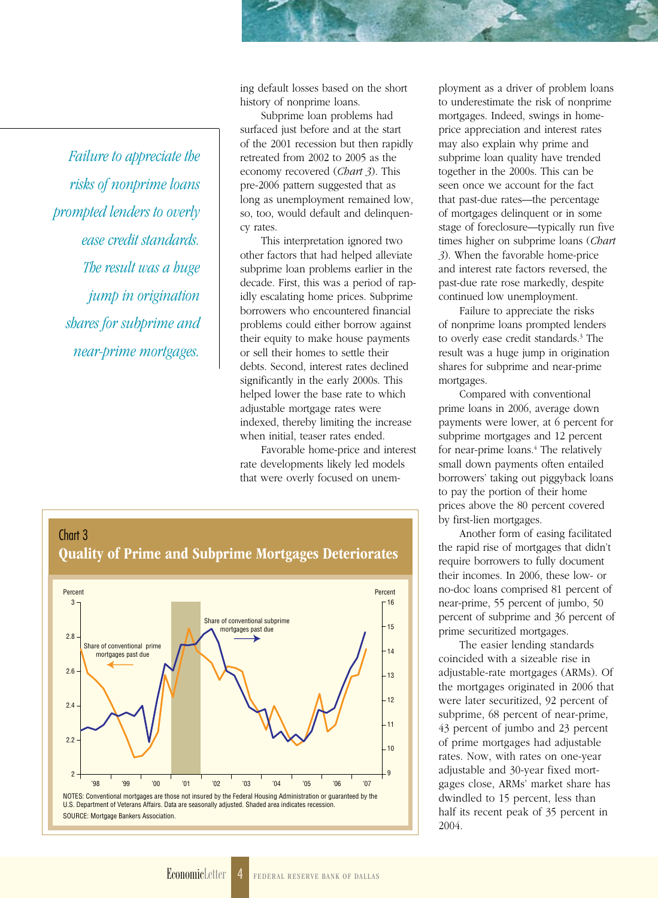ing default losses based on the short history of nonprime loans.

Subprime loan problems had surfaced just before and at the start of the 2001 recession but then rapidly retreated from 2002 to 2005 as the economy recovered (*Chart 3*). This pre-2006 pattern suggested that as long as unemployment remained low, so, too, would default and delinquency rates.

This interpretation ignored two other factors that had helped alleviate subprime loan problems earlier in the decade. First, this was a period of rapidly escalating home prices. Subprime borrowers who encountered financial problems could either borrow against their equity to make house payments or sell their homes to settle their debts. Second, interest rates declined significantly in the early 2000s. This helped lower the base rate to which adjustable mortgage rates were indexed, thereby limiting the increase when initial, teaser rates ended.

Favorable home-price and interest rate developments likely led models that were overly focused on unemployment as a driver of problem loans to underestimate the risk of nonprime mortgages. Indeed, swings in home-price appreciation and interest rates may also explain why prime and subprime loan quality have trended together in the 2000s. This can be seen once we account for the fact that past-due rates—the percentage of mortgages delinquent or in some stage of foreclosure—typically run five times higher on subprime loans (*Chart 3*). When the favorable home-price and interest rate factors reversed, the past-due rate rose markedly, despite continued low unemployment.

*Failure to appreciate the risks of nonprime loans prompted lenders to overly ease credit standards. The result was a huge jump in origination shares for subprime and near-prime mortgages.*

Failure to appreciate the risks of nonprime loans prompted lenders to overly ease credit standards.[3] The result was a huge jump in origination shares for subprime and near-prime mortgages.

Compared with conventional prime loans in 2006, average down payments were lower, at 6 percent for subprime mortgages and 12 percent for near-prime loans.[4] The relatively small down payments often entailed borrowers' taking out piggyback loans to pay the portion of their home prices above the 80 percent covered by first-lien mortgages.

Another form of easing facilitated the rapid rise of mortgages that didn't require borrowers to fully document their incomes. In 2006, these low- or no-doc loans comprised 81 percent of near-prime, 55 percent of jumbo, 50 percent of subprime and 36 percent of prime securitized mortgages.

The easier lending standards coincided with a sizeable rise in adjustable-rate mortgages (ARMs). Of the mortgages originated in 2006 that were later securitized, 92 percent of subprime, 68 percent of near-prime, 43 percent of jumbo and 23 percent of prime mortgages had adjustable rates. Now, with rates on one-year adjustable and 30-year fixed mortgages close, ARMs' market share has dwindled to 15 percent, less than half its recent peak of 35 percent in 2004.

**Chart 3**
**Quality of Prime and Subprime Mortgages Deteriorates**

NOTES: Conventional mortgages are those not insured by the Federal Housing Administration or guaranteed by the U.S. Department of Veterans Affairs. Data are seasonally adjusted. Shaded area indicates recession.

SOURCE: Mortgage Bankers Association.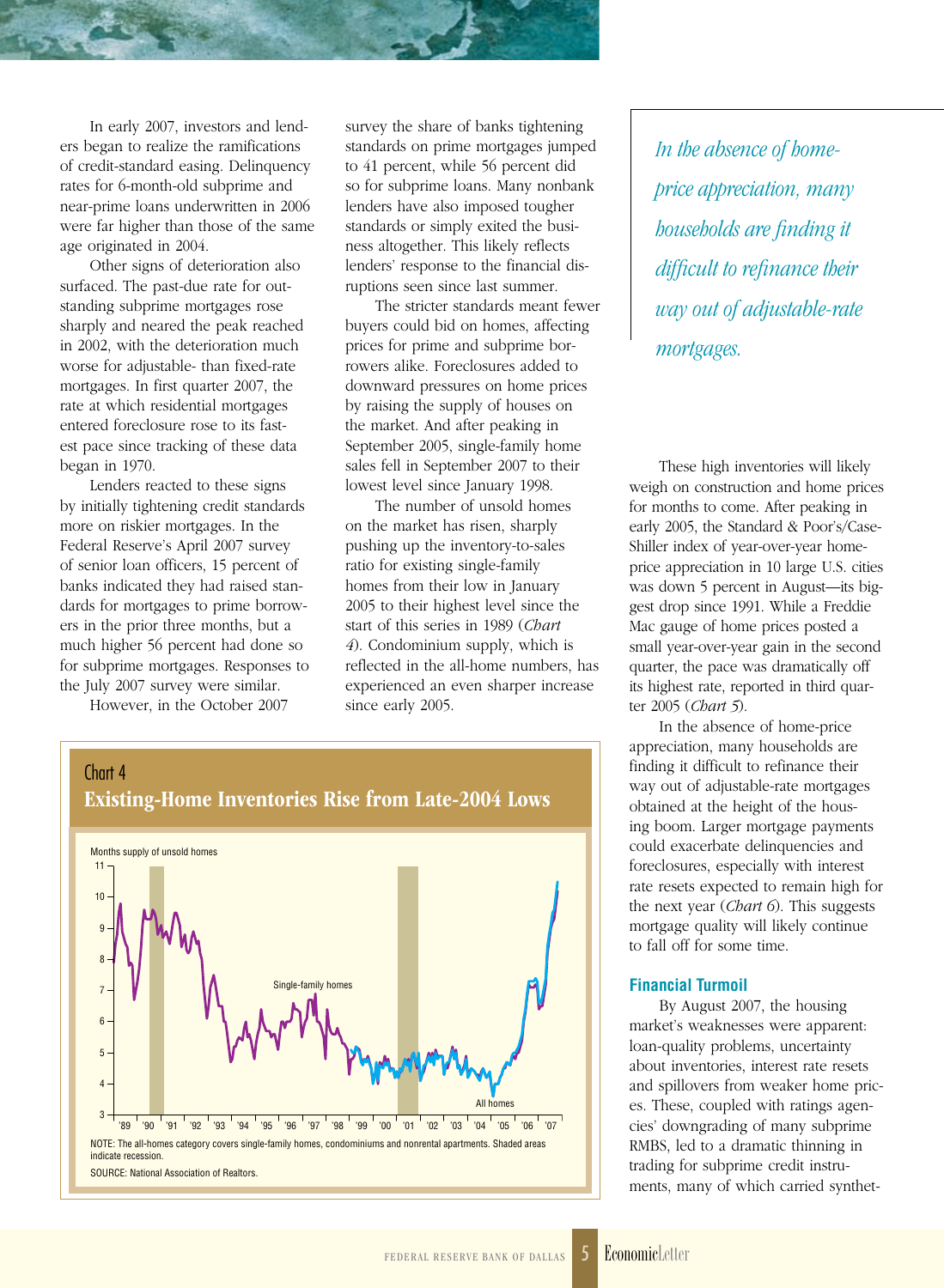In early 2007, investors and lenders began to realize the ramifications of credit-standard easing. Delinquency rates for 6-month-old subprime and near-prime loans underwritten in 2006 were far higher than those of the same age originated in 2004.

Other signs of deterioration also surfaced. The past-due rate for outstanding subprime mortgages rose sharply and neared the peak reached in 2002, with the deterioration much worse for adjustable- than fixed-rate mortgages. In first quarter 2007, the rate at which residential mortgages entered foreclosure rose to its fastest pace since tracking of these data began in 1970.

Lenders reacted to these signs by initially tightening credit standards more on riskier mortgages. In the Federal Reserve's April 2007 survey of senior loan officers, 15 percent of banks indicated they had raised standards for mortgages to prime borrowers in the prior three months, but a much higher 56 percent had done so for subprime mortgages. Responses to the July 2007 survey were similar.

However, in the October 2007 survey the share of banks tightening standards on prime mortgages jumped to 41 percent, while 56 percent did so for subprime loans. Many nonbank lenders have also imposed tougher standards or simply exited the business altogether. This likely reflects lenders' response to the financial disruptions seen since last summer.

The stricter standards meant fewer buyers could bid on homes, affecting prices for prime and subprime borrowers alike. Foreclosures added to downward pressures on home prices by raising the supply of houses on the market. And after peaking in September 2005, single-family home sales fell in September 2007 to their lowest level since January 1998.

The number of unsold homes on the market has risen, sharply pushing up the inventory-to-sales ratio for existing single-family homes from their low in January 2005 to their highest level since the start of this series in 1989 (*Chart 4*). Condominium supply, which is reflected in the all-home numbers, has experienced an even sharper increase since early 2005.

Chart 4
**Existing-Home Inventories Rise from Late-2004 Lows**

NOTE: The all-homes category covers single-family homes, condominiums and nonrental apartments. Shaded areas indicate recession.

SOURCE: National Association of Realtors.

*In the absence of home-price appreciation, many households are finding it difficult to refinance their way out of adjustable-rate mortgages.*

These high inventories will likely weigh on construction and home prices for months to come. After peaking in early 2005, the Standard & Poor's/Case-Shiller index of year-over-year home-price appreciation in 10 large U.S. cities was down 5 percent in August—its biggest drop since 1991. While a Freddie Mac gauge of home prices posted a small year-over-year gain in the second quarter, the pace was dramatically off its highest rate, reported in third quarter 2005 (*Chart 5*).

In the absence of home-price appreciation, many households are finding it difficult to refinance their way out of adjustable-rate mortgages obtained at the height of the housing boom. Larger mortgage payments could exacerbate delinquencies and foreclosures, especially with interest rate resets expected to remain high for the next year (*Chart 6*). This suggests mortgage quality will likely continue to fall off for some time.

### Financial Turmoil

By August 2007, the housing market's weaknesses were apparent: loan-quality problems, uncertainty about inventories, interest rate resets and spillovers from weaker home prices. These, coupled with ratings agencies' downgrading of many subprime RMBS, led to a dramatic thinning in trading for subprime credit instruments, many of which carried synthet-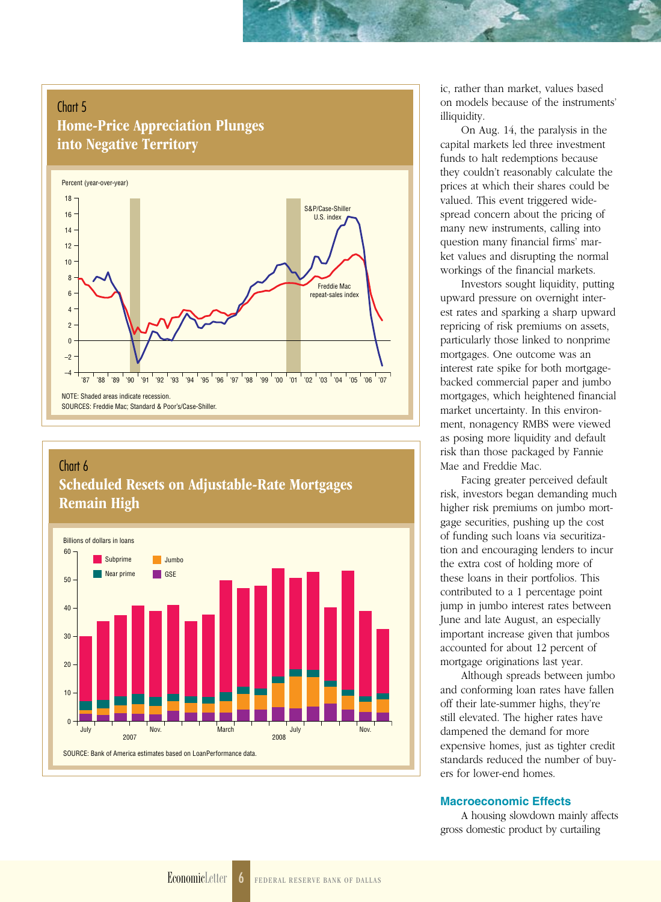## Chart 5
### Home-Price Appreciation Plunges into Negative Territory

Percent (year-over-year)

S&P/Case-Shiller U.S. index

Freddie Mac repeat-sales index

NOTE: Shaded areas indicate recession.
SOURCES: Freddie Mac; Standard & Poor's/Case-Shiller.

## Chart 6
### Scheduled Resets on Adjustable-Rate Mortgages Remain High

Billions of dollars in loans

Subprime, Near prime, Jumbo, GSE

SOURCE: Bank of America estimates based on LoanPerformance data.

ic, rather than market, values based on models because of the instruments' illiquidity.

On Aug. 14, the paralysis in the capital markets led three investment funds to halt redemptions because they couldn't reasonably calculate the prices at which their shares could be valued. This event triggered widespread concern about the pricing of many new instruments, calling into question many financial firms' market values and disrupting the normal workings of the financial markets.

Investors sought liquidity, putting upward pressure on overnight interest rates and sparking a sharp upward repricing of risk premiums on assets, particularly those linked to nonprime mortgages. One outcome was an interest rate spike for both mortgage-backed commercial paper and jumbo mortgages, which heightened financial market uncertainty. In this environment, nonagency RMBS were viewed as posing more liquidity and default risk than those packaged by Fannie Mae and Freddie Mac.

Facing greater perceived default risk, investors began demanding much higher risk premiums on jumbo mortgage securities, pushing up the cost of funding such loans via securitization and encouraging lenders to incur the extra cost of holding more of these loans in their portfolios. This contributed to a 1 percentage point jump in jumbo interest rates between June and late August, an especially important increase given that jumbos accounted for about 12 percent of mortgage originations last year.

Although spreads between jumbo and conforming loan rates have fallen off their late-summer highs, they're still elevated. The higher rates have dampened the demand for more expensive homes, just as tighter credit standards reduced the number of buyers for lower-end homes.

### Macroeconomic Effects

A housing slowdown mainly affects gross domestic product by curtailing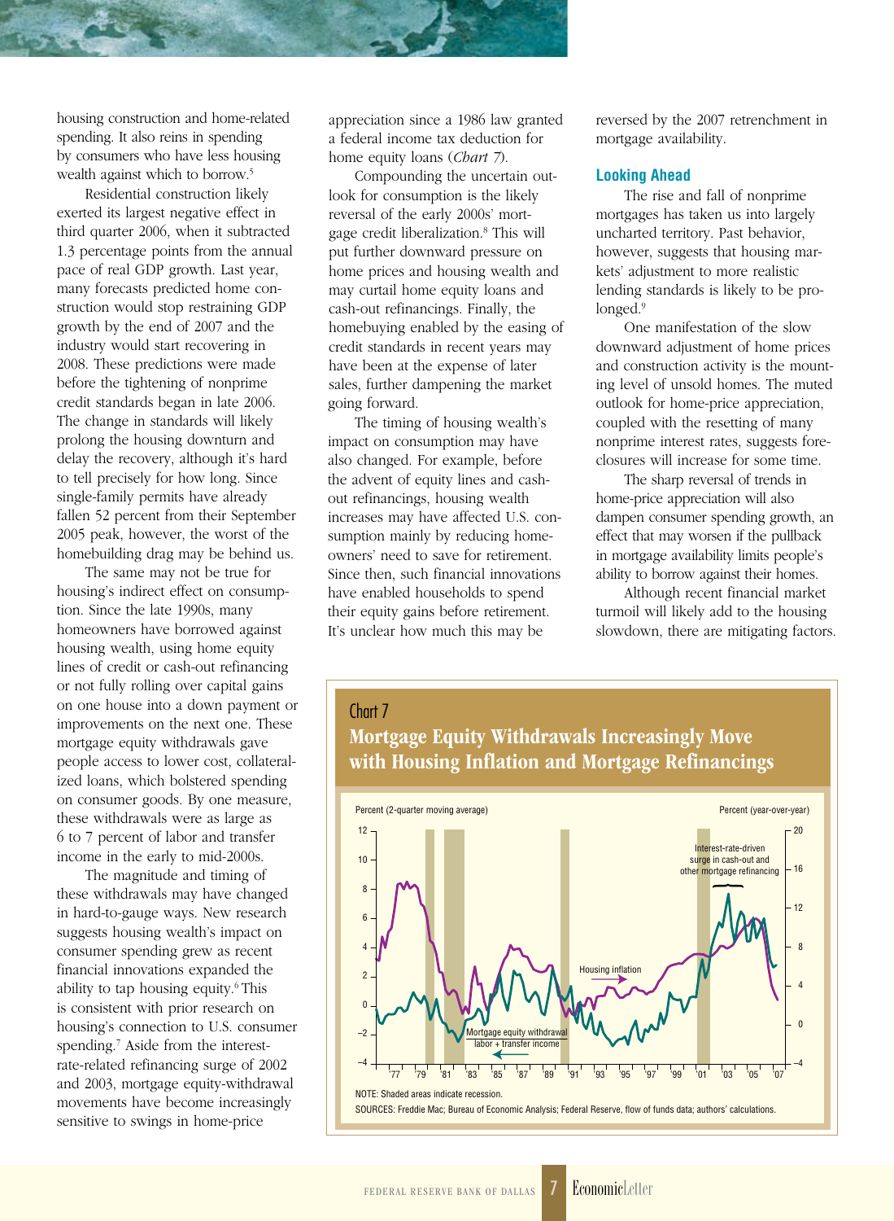housing construction and home-related spending. It also reins in spending by consumers who have less housing wealth against which to borrow.[5]

Residential construction likely exerted its largest negative effect in third quarter 2006, when it subtracted 1.3 percentage points from the annual pace of real GDP growth. Last year, many forecasts predicted home construction would stop restraining GDP growth by the end of 2007 and the industry would start recovering in 2008. These predictions were made before the tightening of nonprime credit standards began in late 2006. The change in standards will likely prolong the housing downturn and delay the recovery, although it's hard to tell precisely for how long. Since single-family permits have already fallen 52 percent from their September 2005 peak, however, the worst of the homebuilding drag may be behind us.

The same may not be true for housing's indirect effect on consumption. Since the late 1990s, many homeowners have borrowed against housing wealth, using home equity lines of credit or cash-out refinancing or not fully rolling over capital gains on one house into a down payment or improvements on the next one. These mortgage equity withdrawals gave people access to lower cost, collateralized loans, which bolstered spending on consumer goods. By one measure, these withdrawals were as large as 6 to 7 percent of labor and transfer income in the early to mid-2000s.

The magnitude and timing of these withdrawals may have changed in hard-to-gauge ways. New research suggests housing wealth's impact on consumer spending grew as recent financial innovations expanded the ability to tap housing equity.[6] This is consistent with prior research on housing's connection to U.S. consumer spending.[7] Aside from the interest-rate-related refinancing surge of 2002 and 2003, mortgage equity-withdrawal movements have become increasingly sensitive to swings in home-price appreciation since a 1986 law granted a federal income tax deduction for home equity loans (*Chart 7*).

Compounding the uncertain outlook for consumption is the likely reversal of the early 2000s' mortgage credit liberalization.[8] This will put further downward pressure on home prices and housing wealth and may curtail home equity loans and cash-out refinancings. Finally, the homebuying enabled by the easing of credit standards in recent years may have been at the expense of later sales, further dampening the market going forward.

The timing of housing wealth's impact on consumption may have also changed. For example, before the advent of equity lines and cash-out refinancings, housing wealth increases may have affected U.S. consumption mainly by reducing homeowners' need to save for retirement. Since then, such financial innovations have enabled households to spend their equity gains before retirement. It's unclear how much this may be reversed by the 2007 retrenchment in mortgage availability.

### Looking Ahead

The rise and fall of nonprime mortgages has taken us into largely uncharted territory. Past behavior, however, suggests that housing markets' adjustment to more realistic lending standards is likely to be prolonged.[9]

One manifestation of the slow downward adjustment of home prices and construction activity is the mounting level of unsold homes. The muted outlook for home-price appreciation, coupled with the resetting of many nonprime interest rates, suggests foreclosures will increase for some time.

The sharp reversal of trends in home-price appreciation will also dampen consumer spending growth, an effect that may worsen if the pullback in mortgage availability limits people's ability to borrow against their homes.

Although recent financial market turmoil will likely add to the housing slowdown, there are mitigating factors.

**Chart 7**
**Mortgage Equity Withdrawals Increasingly Move with Housing Inflation and Mortgage Refinancings**

NOTE: Shaded areas indicate recession.

SOURCES: Freddie Mac; Bureau of Economic Analysis; Federal Reserve, flow of funds data; authors' calculations.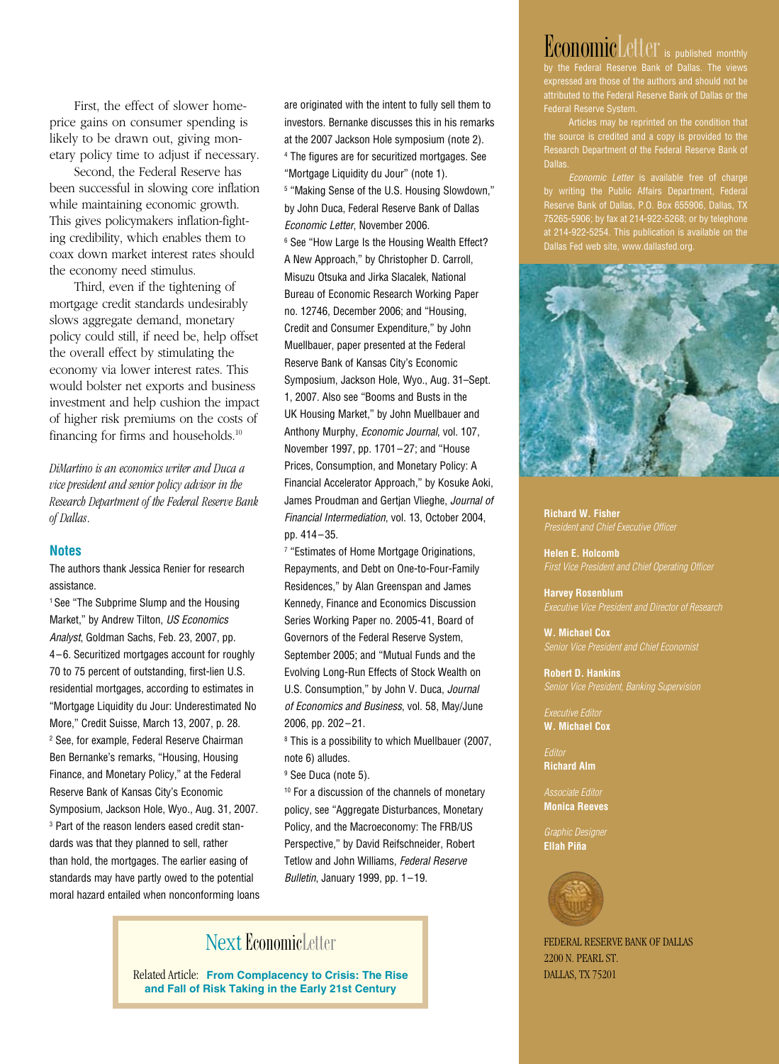First, the effect of slower home-price gains on consumer spending is likely to be drawn out, giving monetary policy time to adjust if necessary.

Second, the Federal Reserve has been successful in slowing core inflation while maintaining economic growth. This gives policymakers inflation-fighting credibility, which enables them to coax down market interest rates should the economy need stimulus.

Third, even if the tightening of mortgage credit standards undesirably slows aggregate demand, monetary policy could still, if need be, help offset the overall effect by stimulating the economy via lower interest rates. This would bolster net exports and business investment and help cushion the impact of higher risk premiums on the costs of financing for firms and households.[10]

*DiMartino is an economics writer and Duca a vice president and senior policy advisor in the Research Department of the Federal Reserve Bank of Dallas.*

## Notes

The authors thank Jessica Renier for research assistance.

[1] See "The Subprime Slump and the Housing Market," by Andrew Tilton, *US Economics Analyst*, Goldman Sachs, Feb. 23, 2007, pp. 4–6. Securitized mortgages account for roughly 70 to 75 percent of outstanding, first-lien U.S. residential mortgages, according to estimates in "Mortgage Liquidity du Jour: Underestimated No More," Credit Suisse, March 13, 2007, p. 28.

[2] See, for example, Federal Reserve Chairman Ben Bernanke's remarks, "Housing, Housing Finance, and Monetary Policy," at the Federal Reserve Bank of Kansas City's Economic Symposium, Jackson Hole, Wyo., Aug. 31, 2007.

[3] Part of the reason lenders eased credit standards was that they planned to sell, rather than hold, the mortgages. The earlier easing of standards may have partly owed to the potential moral hazard entailed when nonconforming loans are originated with the intent to fully sell them to investors. Bernanke discusses this in his remarks at the 2007 Jackson Hole symposium (note 2).

[4] The figures are for securitized mortgages. See "Mortgage Liquidity du Jour" (note 1).

[5] "Making Sense of the U.S. Housing Slowdown," by John Duca, Federal Reserve Bank of Dallas *Economic Letter*, November 2006.

[6] See "How Large Is the Housing Wealth Effect? A New Approach," by Christopher D. Carroll, Misuzu Otsuka and Jirka Slacalek, National Bureau of Economic Research Working Paper no. 12746, December 2006; and "Housing, Credit and Consumer Expenditure," by John Muellbauer, paper presented at the Federal Reserve Bank of Kansas City's Economic Symposium, Jackson Hole, Wyo., Aug. 31–Sept. 1, 2007. Also see "Booms and Busts in the UK Housing Market," by John Muellbauer and Anthony Murphy, *Economic Journal*, vol. 107, November 1997, pp. 1701–27; and "House Prices, Consumption, and Monetary Policy: A Financial Accelerator Approach," by Kosuke Aoki, James Proudman and Gertjan Vlieghe, *Journal of Financial Intermediation*, vol. 13, October 2004, pp. 414–35.

[7] "Estimates of Home Mortgage Originations, Repayments, and Debt on One-to-Four-Family Residences," by Alan Greenspan and James Kennedy, Finance and Economics Discussion Series Working Paper no. 2005-41, Board of Governors of the Federal Reserve System, September 2005; and "Mutual Funds and the Evolving Long-Run Effects of Stock Wealth on U.S. Consumption," by John V. Duca, *Journal of Economics and Business*, vol. 58, May/June 2006, pp. 202–21.

[8] This is a possibility to which Muellbauer (2007, note 6) alludes.

[9] See Duca (note 5).

[10] For a discussion of the channels of monetary policy, see "Aggregate Disturbances, Monetary Policy, and the Macroeconomy: The FRB/US Perspective," by David Reifschneider, Robert Tetlow and John Williams, *Federal Reserve Bulletin*, January 1999, pp. 1–19.

## Next EconomicLetter

Related Article: **From Complacency to Crisis: The Rise and Fall of Risk Taking in the Early 21st Century**

**EconomicLetter** is published monthly by the Federal Reserve Bank of Dallas. The views expressed are those of the authors and should not be attributed to the Federal Reserve Bank of Dallas or the Federal Reserve System.

Articles may be reprinted on the condition that the source is credited and a copy is provided to the Research Department of the Federal Reserve Bank of Dallas.

*Economic Letter* is available free of charge by writing the Public Affairs Department, Federal Reserve Bank of Dallas, P.O. Box 655906, Dallas, TX 75265-5906; by fax at 214-922-5268; or by telephone at 214-922-5254. This publication is available on the Dallas Fed web site, www.dallasfed.org.

**Richard W. Fisher**
*President and Chief Executive Officer*

**Helen E. Holcomb**
*First Vice President and Chief Operating Officer*

**Harvey Rosenblum**
*Executive Vice President and Director of Research*

**W. Michael Cox**
*Senior Vice President and Chief Economist*

**Robert D. Hankins**
*Senior Vice President, Banking Supervision*

*Executive Editor*
**W. Michael Cox**

*Editor*
**Richard Alm**

*Associate Editor*
**Monica Reeves**

*Graphic Designer*
**Ellah Piña**

FEDERAL RESERVE BANK OF DALLAS
2200 N. PEARL ST.
DALLAS, TX 75201